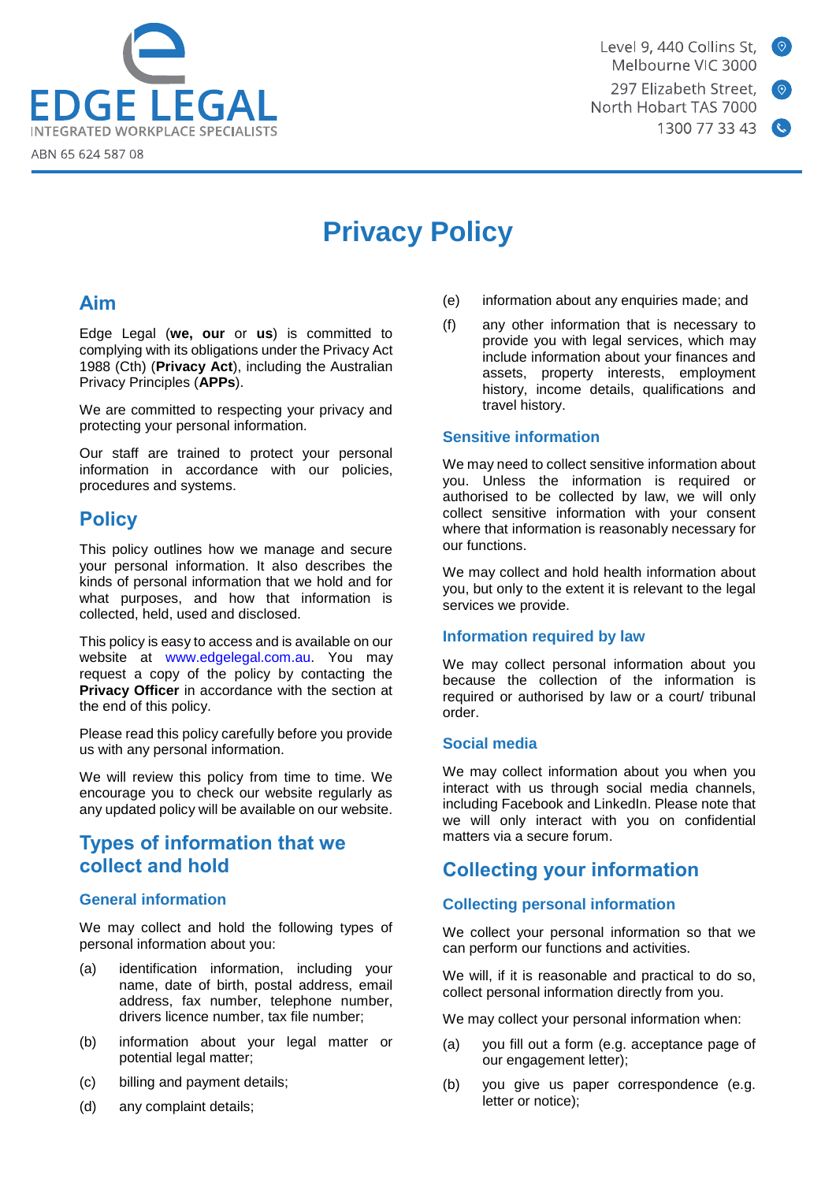EDGE LEGAL
INTEGRATED WORKPLACE SPECIALISTS
ABN 65 624 587 08

Level 9, 440 Collins St, Melbourne VIC 3000
297 Elizabeth Street, North Hobart TAS 7000
1300 77 33 43

# Privacy Policy

## Aim

Edge Legal (**we, our** or **us**) is committed to complying with its obligations under the Privacy Act 1988 (Cth) (**Privacy Act**), including the Australian Privacy Principles (**APPs**).

We are committed to respecting your privacy and protecting your personal information.

Our staff are trained to protect your personal information in accordance with our policies, procedures and systems.

## Policy

This policy outlines how we manage and secure your personal information. It also describes the kinds of personal information that we hold and for what purposes, and how that information is collected, held, used and disclosed.

This policy is easy to access and is available on our website at www.edgelegal.com.au. You may request a copy of the policy by contacting the **Privacy Officer** in accordance with the section at the end of this policy.

Please read this policy carefully before you provide us with any personal information.

We will review this policy from time to time. We encourage you to check our website regularly as any updated policy will be available on our website.

## Types of information that we collect and hold

### General information

We may collect and hold the following types of personal information about you:

(a) identification information, including your name, date of birth, postal address, email address, fax number, telephone number, drivers licence number, tax file number;

(b) information about your legal matter or potential legal matter;

(c) billing and payment details;

(d) any complaint details;

(e) information about any enquiries made; and

(f) any other information that is necessary to provide you with legal services, which may include information about your finances and assets, property interests, employment history, income details, qualifications and travel history.

### Sensitive information

We may need to collect sensitive information about you. Unless the information is required or authorised to be collected by law, we will only collect sensitive information with your consent where that information is reasonably necessary for our functions.

We may collect and hold health information about you, but only to the extent it is relevant to the legal services we provide.

### Information required by law

We may collect personal information about you because the collection of the information is required or authorised by law or a court/ tribunal order.

### Social media

We may collect information about you when you interact with us through social media channels, including Facebook and LinkedIn. Please note that we will only interact with you on confidential matters via a secure forum.

## Collecting your information

### Collecting personal information

We collect your personal information so that we can perform our functions and activities.

We will, if it is reasonable and practical to do so, collect personal information directly from you.

We may collect your personal information when:

(a) you fill out a form (e.g. acceptance page of our engagement letter);

(b) you give us paper correspondence (e.g. letter or notice);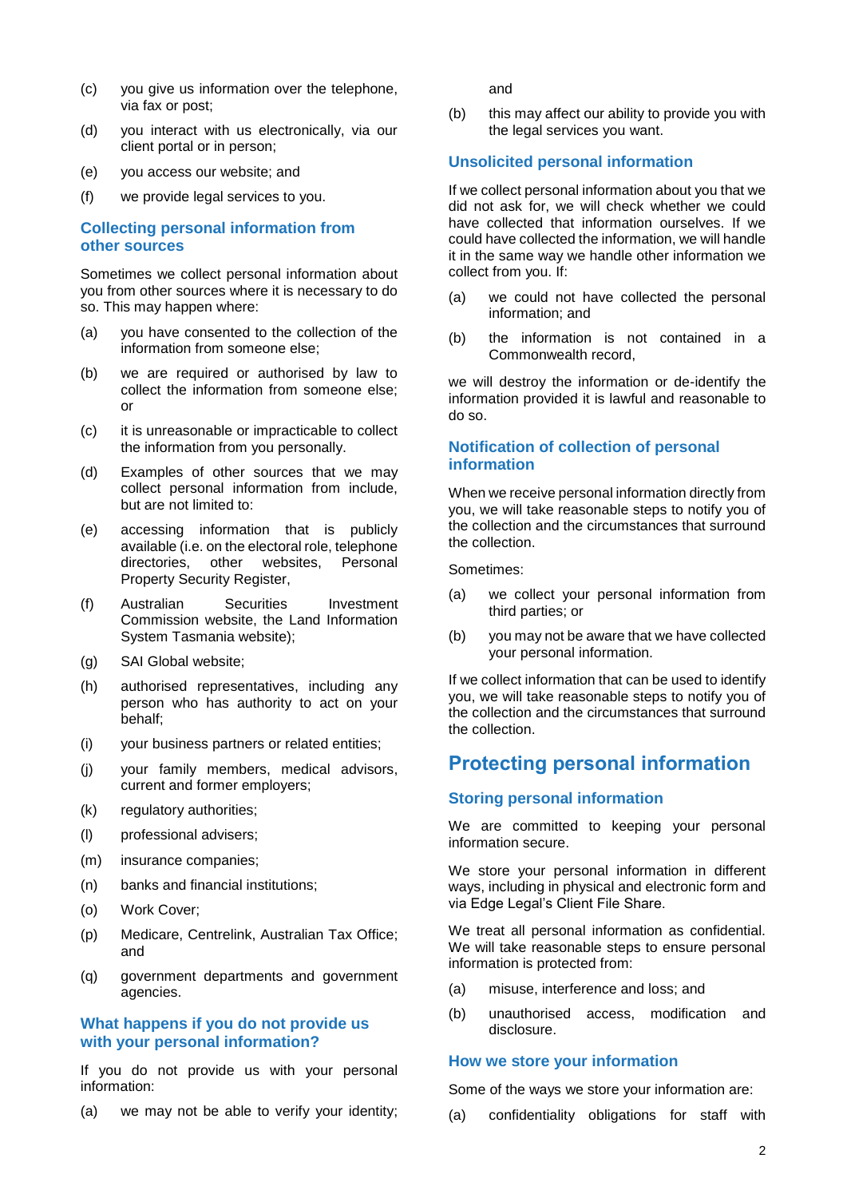(c) you give us information over the telephone, via fax or post;

(d) you interact with us electronically, via our client portal or in person;

(e) you access our website; and

(f) we provide legal services to you.

### Collecting personal information from other sources

Sometimes we collect personal information about you from other sources where it is necessary to do so. This may happen where:

(a) you have consented to the collection of the information from someone else;

(b) we are required or authorised by law to collect the information from someone else; or

(c) it is unreasonable or impracticable to collect the information from you personally.

(d) Examples of other sources that we may collect personal information from include, but are not limited to:

(e) accessing information that is publicly available (i.e. on the electoral role, telephone directories, other websites, Personal Property Security Register,

(f) Australian Securities Investment Commission website, the Land Information System Tasmania website);

(g) SAI Global website;

(h) authorised representatives, including any person who has authority to act on your behalf;

(i) your business partners or related entities;

(j) your family members, medical advisors, current and former employers;

(k) regulatory authorities;

(l) professional advisers;

(m) insurance companies;

(n) banks and financial institutions;

(o) Work Cover;

(p) Medicare, Centrelink, Australian Tax Office; and

(q) government departments and government agencies.

### What happens if you do not provide us with your personal information?

If you do not provide us with your personal information:

(a) we may not be able to verify your identity; and

(b) this may affect our ability to provide you with the legal services you want.

### Unsolicited personal information

If we collect personal information about you that we did not ask for, we will check whether we could have collected that information ourselves. If we could have collected the information, we will handle it in the same way we handle other information we collect from you. If:

(a) we could not have collected the personal information; and

(b) the information is not contained in a Commonwealth record,

we will destroy the information or de-identify the information provided it is lawful and reasonable to do so.

### Notification of collection of personal information

When we receive personal information directly from you, we will take reasonable steps to notify you of the collection and the circumstances that surround the collection.

Sometimes:

(a) we collect your personal information from third parties; or

(b) you may not be aware that we have collected your personal information.

If we collect information that can be used to identify you, we will take reasonable steps to notify you of the collection and the circumstances that surround the collection.

## Protecting personal information

### Storing personal information

We are committed to keeping your personal information secure.

We store your personal information in different ways, including in physical and electronic form and via Edge Legal's Client File Share.

We treat all personal information as confidential. We will take reasonable steps to ensure personal information is protected from:

(a) misuse, interference and loss; and

(b) unauthorised access, modification and disclosure.

### How we store your information

Some of the ways we store your information are:

(a) confidentiality obligations for staff with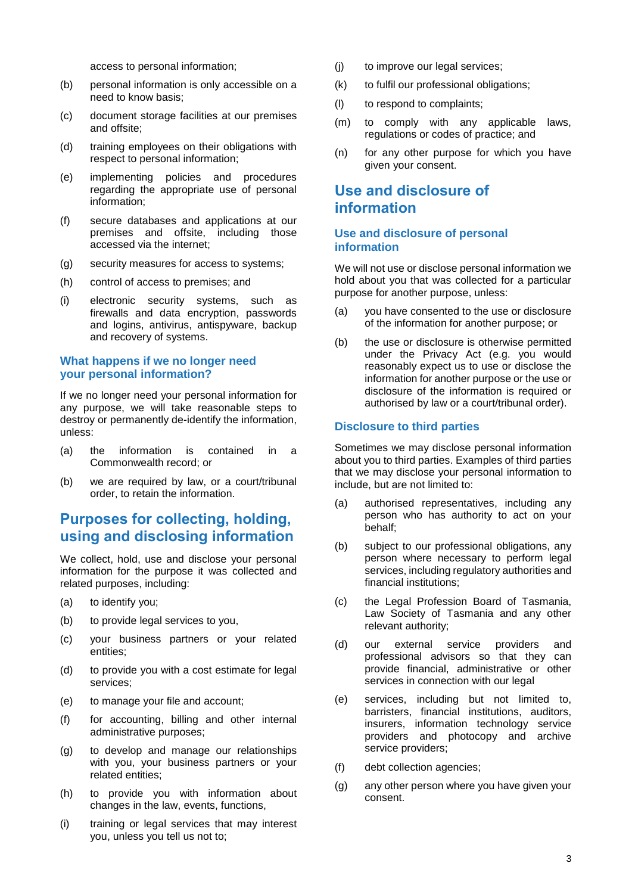access to personal information;

(b) personal information is only accessible on a need to know basis;

(c) document storage facilities at our premises and offsite;

(d) training employees on their obligations with respect to personal information;

(e) implementing policies and procedures regarding the appropriate use of personal information;

(f) secure databases and applications at our premises and offsite, including those accessed via the internet;

(g) security measures for access to systems;

(h) control of access to premises; and

(i) electronic security systems, such as firewalls and data encryption, passwords and logins, antivirus, antispyware, backup and recovery of systems.

### What happens if we no longer need your personal information?

If we no longer need your personal information for any purpose, we will take reasonable steps to destroy or permanently de-identify the information, unless:

(a) the information is contained in a Commonwealth record; or

(b) we are required by law, or a court/tribunal order, to retain the information.

## Purposes for collecting, holding, using and disclosing information

We collect, hold, use and disclose your personal information for the purpose it was collected and related purposes, including:

(a) to identify you;

(b) to provide legal services to you,

(c) your business partners or your related entities;

(d) to provide you with a cost estimate for legal services;

(e) to manage your file and account;

(f) for accounting, billing and other internal administrative purposes;

(g) to develop and manage our relationships with you, your business partners or your related entities;

(h) to provide you with information about changes in the law, events, functions,

(i) training or legal services that may interest you, unless you tell us not to;

(j) to improve our legal services;

(k) to fulfil our professional obligations;

(l) to respond to complaints;

(m) to comply with any applicable laws, regulations or codes of practice; and

(n) for any other purpose for which you have given your consent.

## Use and disclosure of information

### Use and disclosure of personal information

We will not use or disclose personal information we hold about you that was collected for a particular purpose for another purpose, unless:

(a) you have consented to the use or disclosure of the information for another purpose; or

(b) the use or disclosure is otherwise permitted under the Privacy Act (e.g. you would reasonably expect us to use or disclose the information for another purpose or the use or disclosure of the information is required or authorised by law or a court/tribunal order).

### Disclosure to third parties

Sometimes we may disclose personal information about you to third parties. Examples of third parties that we may disclose your personal information to include, but are not limited to:

(a) authorised representatives, including any person who has authority to act on your behalf;

(b) subject to our professional obligations, any person where necessary to perform legal services, including regulatory authorities and financial institutions;

(c) the Legal Profession Board of Tasmania, Law Society of Tasmania and any other relevant authority;

(d) our external service providers and professional advisors so that they can provide financial, administrative or other services in connection with our legal

(e) services, including but not limited to, barristers, financial institutions, auditors, insurers, information technology service providers and photocopy and archive service providers;

(f) debt collection agencies;

(g) any other person where you have given your consent.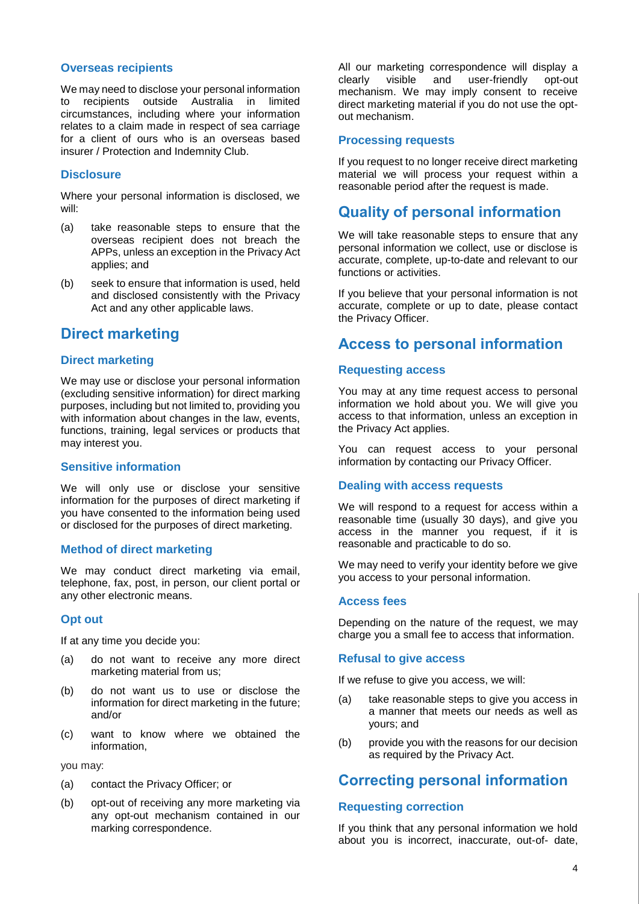### Overseas recipients

We may need to disclose your personal information to recipients outside Australia in limited circumstances, including where your information relates to a claim made in respect of sea carriage for a client of ours who is an overseas based insurer / Protection and Indemnity Club.

### Disclosure

Where your personal information is disclosed, we will:

(a) take reasonable steps to ensure that the overseas recipient does not breach the APPs, unless an exception in the Privacy Act applies; and

(b) seek to ensure that information is used, held and disclosed consistently with the Privacy Act and any other applicable laws.

## Direct marketing

### Direct marketing

We may use or disclose your personal information (excluding sensitive information) for direct marking purposes, including but not limited to, providing you with information about changes in the law, events, functions, training, legal services or products that may interest you.

### Sensitive information

We will only use or disclose your sensitive information for the purposes of direct marketing if you have consented to the information being used or disclosed for the purposes of direct marketing.

### Method of direct marketing

We may conduct direct marketing via email, telephone, fax, post, in person, our client portal or any other electronic means.

### Opt out

If at any time you decide you:

(a) do not want to receive any more direct marketing material from us;

(b) do not want us to use or disclose the information for direct marketing in the future; and/or

(c) want to know where we obtained the information,

you may:

(a) contact the Privacy Officer; or

(b) opt-out of receiving any more marketing via any opt-out mechanism contained in our marking correspondence.

All our marketing correspondence will display a clearly visible and user-friendly opt-out mechanism. We may imply consent to receive direct marketing material if you do not use the opt-out mechanism.

### Processing requests

If you request to no longer receive direct marketing material we will process your request within a reasonable period after the request is made.

## Quality of personal information

We will take reasonable steps to ensure that any personal information we collect, use or disclose is accurate, complete, up-to-date and relevant to our functions or activities.

If you believe that your personal information is not accurate, complete or up to date, please contact the Privacy Officer.

## Access to personal information

### Requesting access

You may at any time request access to personal information we hold about you. We will give you access to that information, unless an exception in the Privacy Act applies.

You can request access to your personal information by contacting our Privacy Officer.

### Dealing with access requests

We will respond to a request for access within a reasonable time (usually 30 days), and give you access in the manner you request, if it is reasonable and practicable to do so.

We may need to verify your identity before we give you access to your personal information.

### Access fees

Depending on the nature of the request, we may charge you a small fee to access that information.

### Refusal to give access

If we refuse to give you access, we will:

(a) take reasonable steps to give you access in a manner that meets our needs as well as yours; and

(b) provide you with the reasons for our decision as required by the Privacy Act.

## Correcting personal information

### Requesting correction

If you think that any personal information we hold about you is incorrect, inaccurate, out-of- date,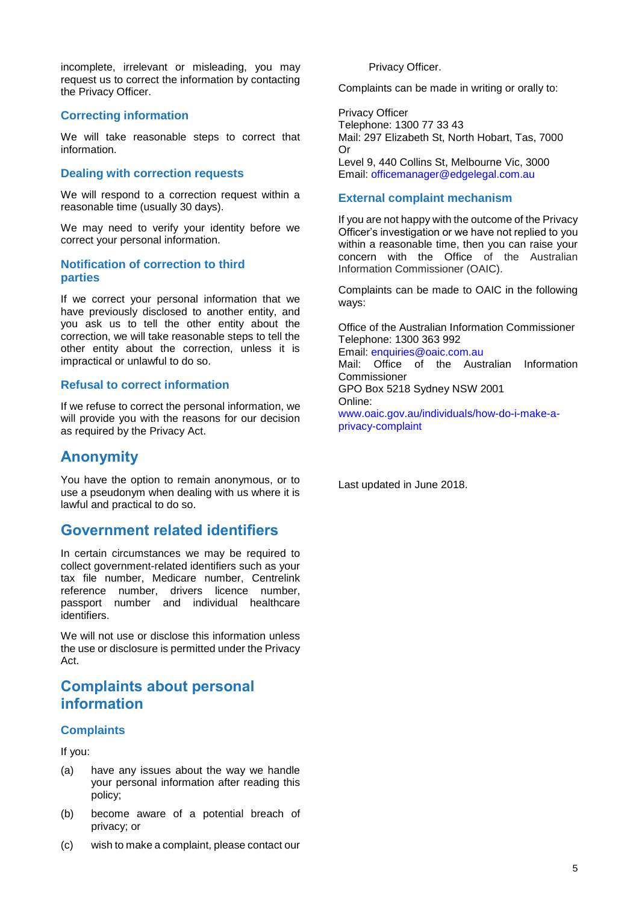incomplete, irrelevant or misleading, you may request us to correct the information by contacting the Privacy Officer.

### Correcting information

We will take reasonable steps to correct that information.

### Dealing with correction requests

We will respond to a correction request within a reasonable time (usually 30 days).

We may need to verify your identity before we correct your personal information.

### Notification of correction to third parties

If we correct your personal information that we have previously disclosed to another entity, and you ask us to tell the other entity about the correction, we will take reasonable steps to tell the other entity about the correction, unless it is impractical or unlawful to do so.

### Refusal to correct information

If we refuse to correct the personal information, we will provide you with the reasons for our decision as required by the Privacy Act.

## Anonymity

You have the option to remain anonymous, or to use a pseudonym when dealing with us where it is lawful and practical to do so.

## Government related identifiers

In certain circumstances we may be required to collect government-related identifiers such as your tax file number, Medicare number, Centrelink reference number, drivers licence number, passport number and individual healthcare identifiers.

We will not use or disclose this information unless the use or disclosure is permitted under the Privacy Act.

## Complaints about personal information

### Complaints

If you:

(a) have any issues about the way we handle your personal information after reading this policy;

(b) become aware of a potential breach of privacy; or

(c) wish to make a complaint, please contact our Privacy Officer.

Complaints can be made in writing or orally to:

Privacy Officer
Telephone: 1300 77 33 43
Mail: 297 Elizabeth St, North Hobart, Tas, 7000
Or
Level 9, 440 Collins St, Melbourne Vic, 3000
Email: officemanager@edgelegal.com.au

### External complaint mechanism

If you are not happy with the outcome of the Privacy Officer's investigation or we have not replied to you within a reasonable time, then you can raise your concern with the Office of the Australian Information Commissioner (OAIC).

Complaints can be made to OAIC in the following ways:

Office of the Australian Information Commissioner
Telephone: 1300 363 992
Email: enquiries@oaic.com.au
Mail: Office of the Australian Information Commissioner
GPO Box 5218 Sydney NSW 2001
Online:
www.oaic.gov.au/individuals/how-do-i-make-a-privacy-complaint

Last updated in June 2018.